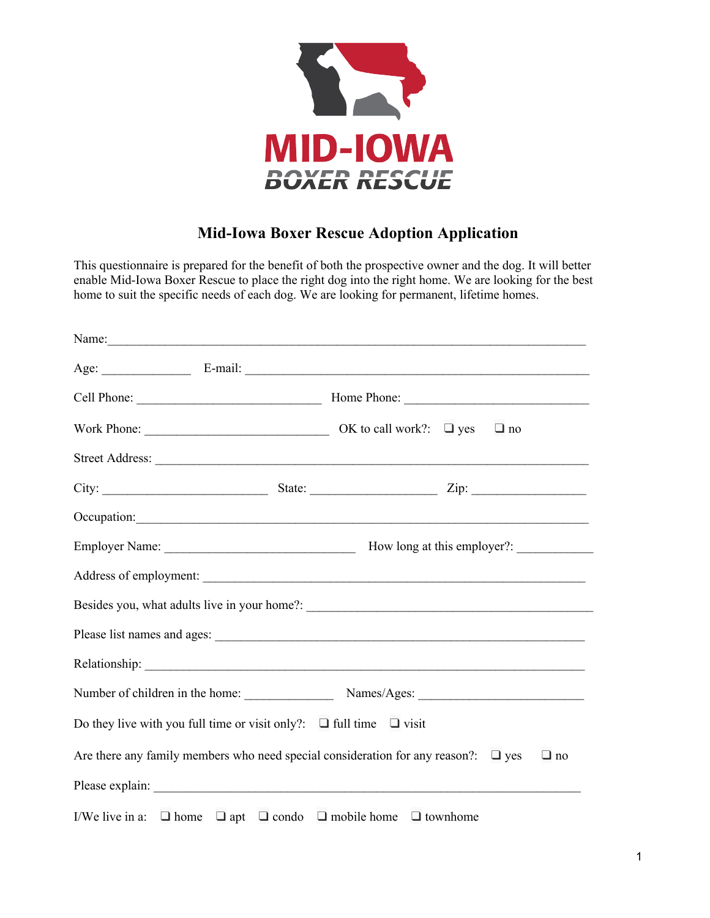MID-IOWA
BOXER RESCUE

# Mid-Iowa Boxer Rescue Adoption Application

This questionnaire is prepared for the benefit of both the prospective owner and the dog. It will better enable Mid-Iowa Boxer Rescue to place the right dog into the right home. We are looking for the best home to suit the specific needs of each dog. We are looking for permanent, lifetime homes.

Name:_______________________________________________________________________

Age: _____________ E-mail: ___________________________________________________

Cell Phone: ___________________________ Home Phone: ___________________________

Work Phone: ___________________________ OK to call work?: ❑ yes ❑ no

Street Address: _________________________________________________________________

City: ________________________ State: __________________ Zip: ________________

Occupation:_____________________________________________________________________

Employer Name: ____________________________ How long at this employer?: ___________

Address of employment: ___________________________________________________________

Besides you, what adults live in your home?: ___________________________________________

Please list names and ages: _________________________________________________________

Relationship: ____________________________________________________________________

Number of children in the home: _____________ Names/Ages: ________________________

Do they live with you full time or visit only?: ❑ full time ❑ visit

Are there any family members who need special consideration for any reason?: ❑ yes ❑ no

Please explain: __________________________________________________________________

I/We live in a: ❑ home ❑ apt ❑ condo ❑ mobile home ❑ townhome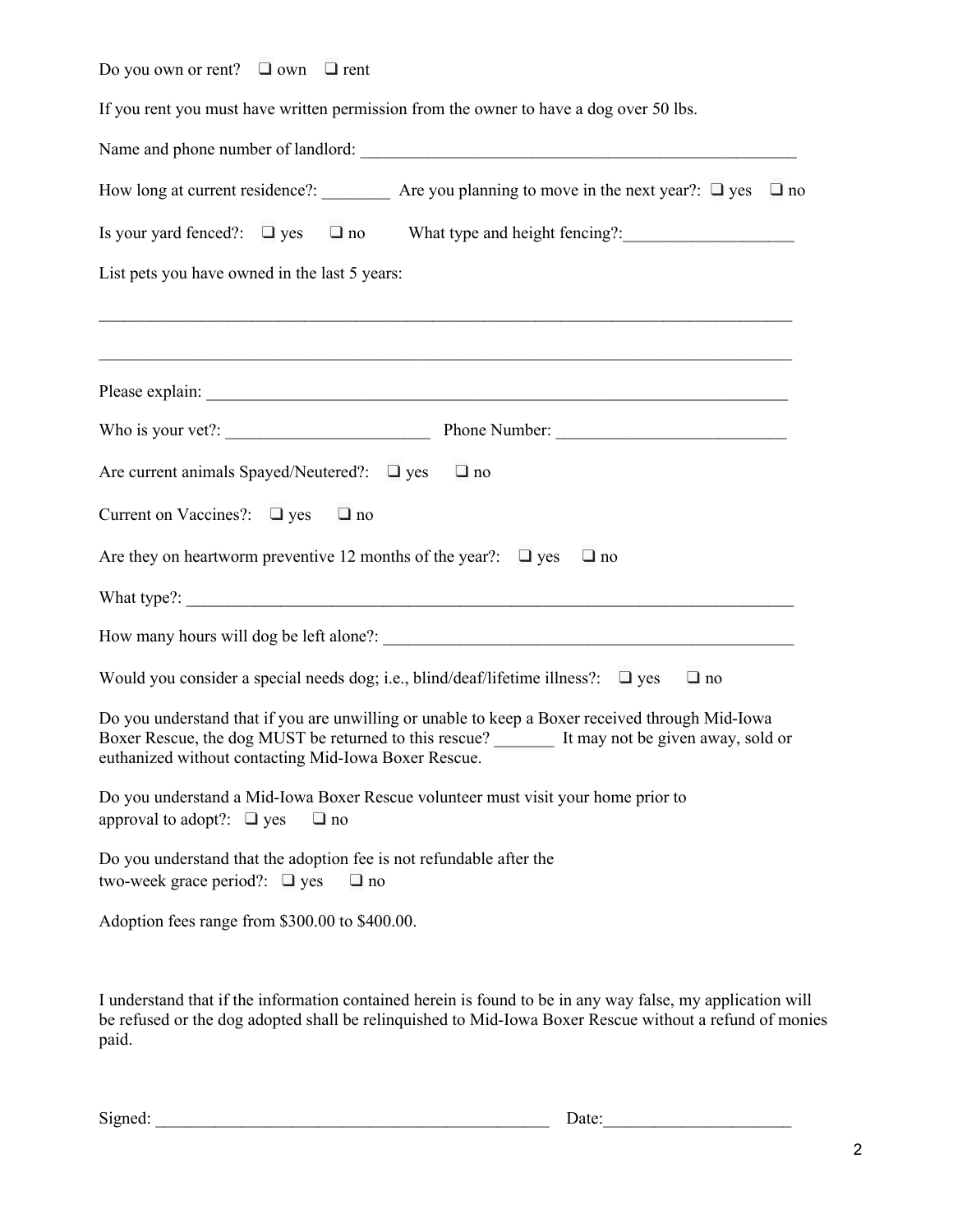Do you own or rent? ❑ own ❑ rent

If you rent you must have written permission from the owner to have a dog over 50 lbs.

Name and phone number of landlord: ____________________________________________________

How long at current residence?: ________ Are you planning to move in the next year?: ❑ yes ❑ no

Is your yard fenced?: ❑ yes ❑ no What type and height fencing?:____________________

List pets you have owned in the last 5 years:

_____________________________________________________________________________________

_____________________________________________________________________________________

Please explain: _______________________________________________________________________

Who is your vet?: ________________________ Phone Number: ___________________________

Are current animals Spayed/Neutered?: ❑ yes ❑ no

Current on Vaccines?: ❑ yes ❑ no

Are they on heartworm preventive 12 months of the year?: ❑ yes ❑ no

What type?: __________________________________________________________________________

How many hours will dog be left alone?: __________________________________________________

Would you consider a special needs dog; i.e., blind/deaf/lifetime illness?: ❑ yes ❑ no

Do you understand that if you are unwilling or unable to keep a Boxer received through Mid-Iowa Boxer Rescue, the dog MUST be returned to this rescue? _______ It may not be given away, sold or euthanized without contacting Mid-Iowa Boxer Rescue.

Do you understand a Mid-Iowa Boxer Rescue volunteer must visit your home prior to approval to adopt?: ❑ yes ❑ no

Do you understand that the adoption fee is not refundable after the two-week grace period?: ❑ yes ❑ no

Adoption fees range from $300.00 to $400.00.

I understand that if the information contained herein is found to be in any way false, my application will be refused or the dog adopted shall be relinquished to Mid-Iowa Boxer Rescue without a refund of monies paid.

Signed: _______________________________________________ Date:_____________________